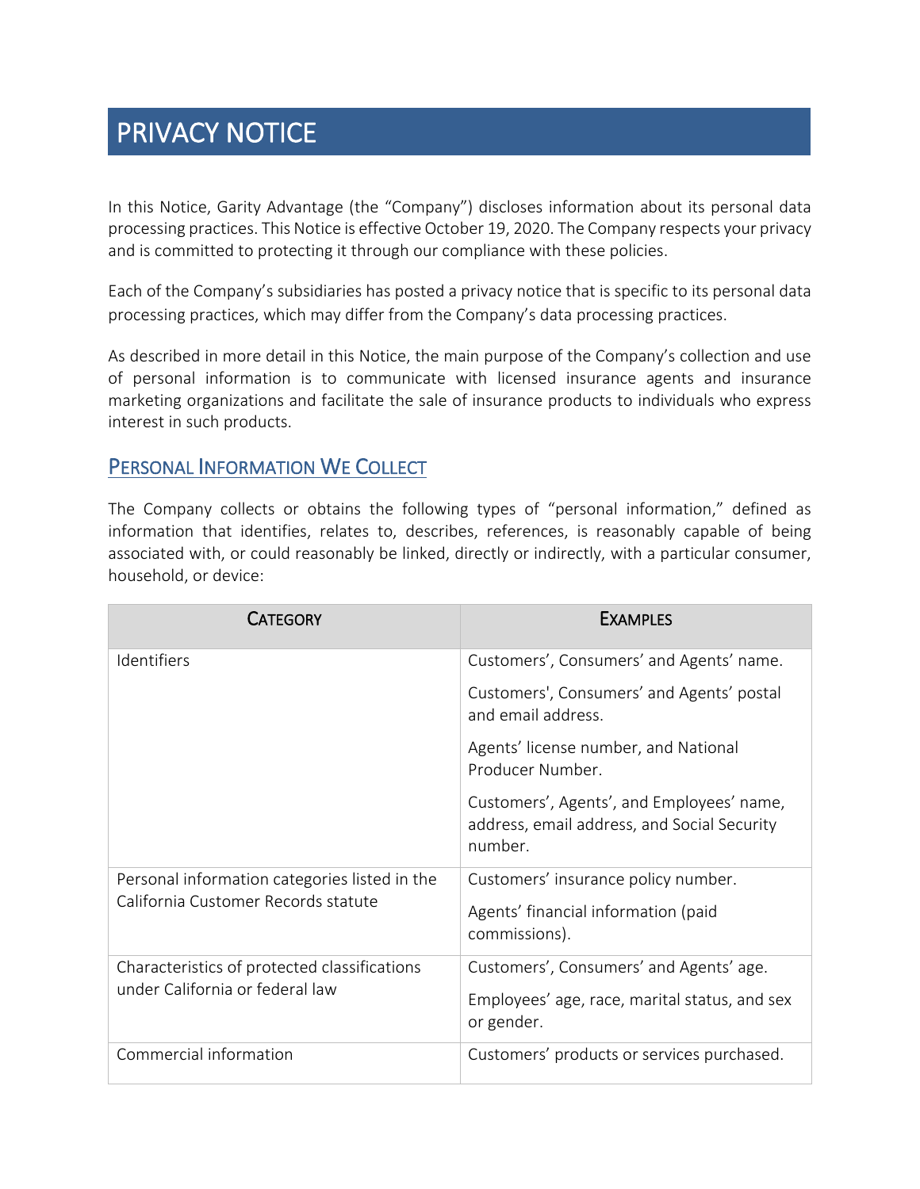# PRIVACY NOTICE

In this Notice, Garity Advantage (the "Company") discloses information about its personal data processing practices. This Notice is effective October 19, 2020. The Company respects your privacy and is committed to protecting it through our compliance with these policies.

Each of the Company's subsidiaries has posted a privacy notice that is specific to its personal data processing practices, which may differ from the Company's data processing practices.

As described in more detail in this Notice, the main purpose of the Company's collection and use of personal information is to communicate with licensed insurance agents and insurance marketing organizations and facilitate the sale of insurance products to individuals who express interest in such products.

## PERSONAL INFORMATION WE COLLECT

The Company collects or obtains the following types of "personal information," defined as information that identifies, relates to, describes, references, is reasonably capable of being associated with, or could reasonably be linked, directly or indirectly, with a particular consumer, household, or device:

| CATEGORY | EXAMPLES |
| --- | --- |
| Identifiers | Customers', Consumers' and Agents' name.<br><br>Customers', Consumers' and Agents' postal and email address.<br><br>Agents' license number, and National Producer Number.<br><br>Customers', Agents', and Employees' name, address, email address, and Social Security number. |
| Personal information categories listed in the California Customer Records statute | Customers' insurance policy number.<br><br>Agents' financial information (paid commissions). |
| Characteristics of protected classifications under California or federal law | Customers', Consumers' and Agents' age.<br><br>Employees' age, race, marital status, and sex or gender. |
| Commercial information | Customers' products or services purchased. |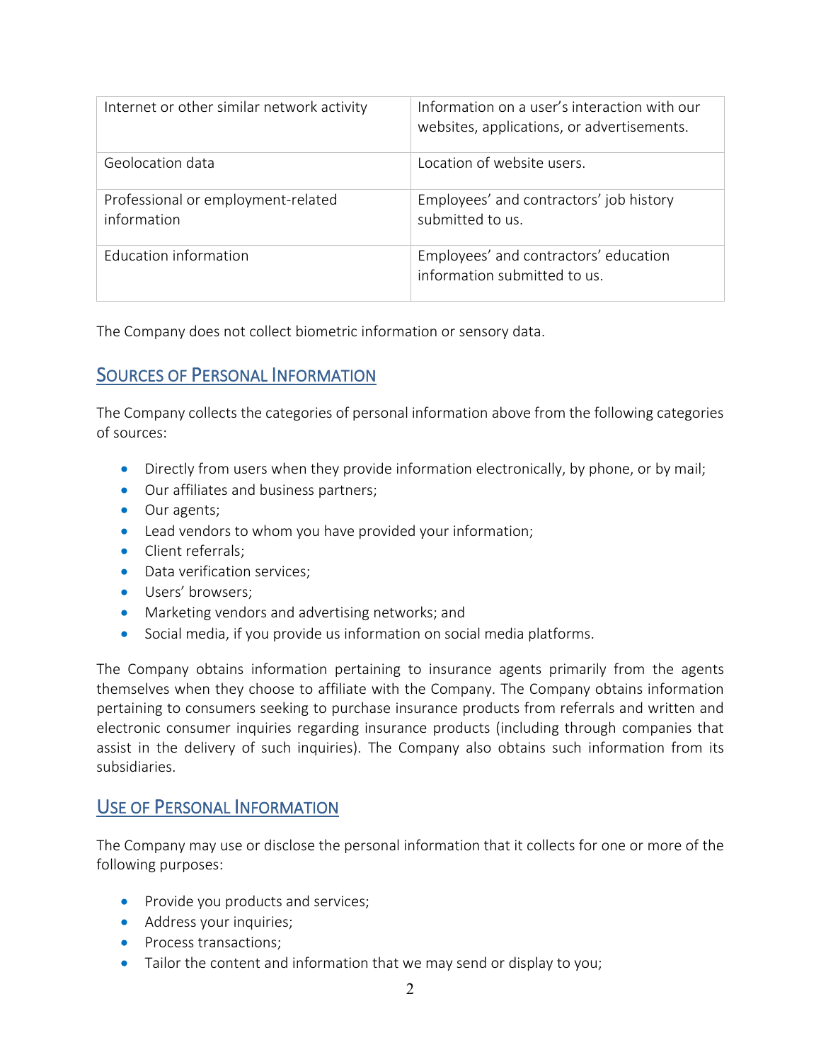| Internet or other similar network activity | Information on a user's interaction with our websites, applications, or advertisements. |
| --- | --- |
| Geolocation data | Location of website users. |
| Professional or employment-related information | Employees' and contractors' job history submitted to us. |
| Education information | Employees' and contractors' education information submitted to us. |

The Company does not collect biometric information or sensory data.

## Sources of Personal Information

The Company collects the categories of personal information above from the following categories of sources:

- Directly from users when they provide information electronically, by phone, or by mail;
- Our affiliates and business partners;
- Our agents;
- Lead vendors to whom you have provided your information;
- Client referrals;
- Data verification services;
- Users' browsers;
- Marketing vendors and advertising networks; and
- Social media, if you provide us information on social media platforms.

The Company obtains information pertaining to insurance agents primarily from the agents themselves when they choose to affiliate with the Company. The Company obtains information pertaining to consumers seeking to purchase insurance products from referrals and written and electronic consumer inquiries regarding insurance products (including through companies that assist in the delivery of such inquiries). The Company also obtains such information from its subsidiaries.

## Use of Personal Information

The Company may use or disclose the personal information that it collects for one or more of the following purposes:

- Provide you products and services;
- Address your inquiries;
- Process transactions;
- Tailor the content and information that we may send or display to you;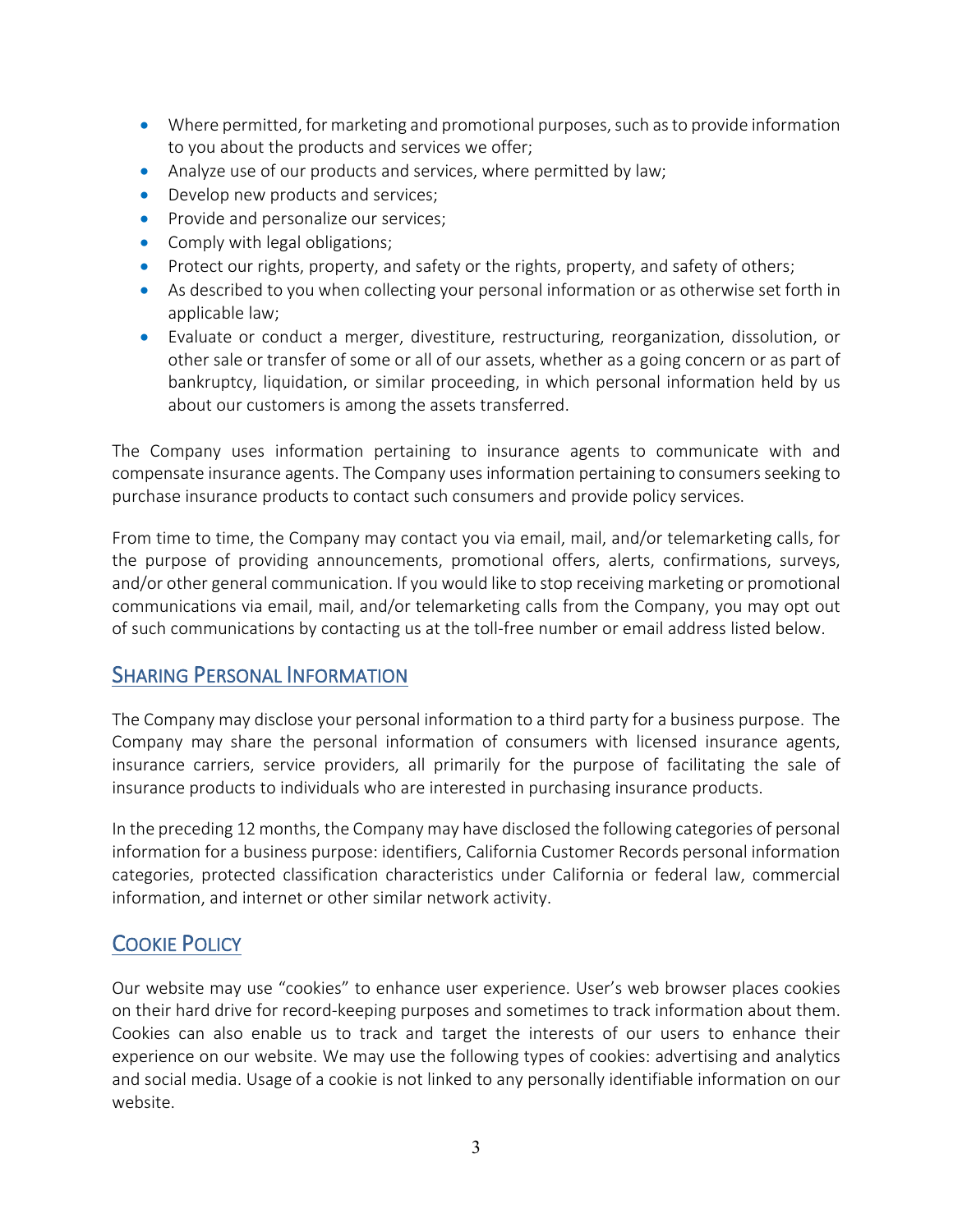- Where permitted, for marketing and promotional purposes, such as to provide information to you about the products and services we offer;
- Analyze use of our products and services, where permitted by law;
- Develop new products and services;
- Provide and personalize our services;
- Comply with legal obligations;
- Protect our rights, property, and safety or the rights, property, and safety of others;
- As described to you when collecting your personal information or as otherwise set forth in applicable law;
- Evaluate or conduct a merger, divestiture, restructuring, reorganization, dissolution, or other sale or transfer of some or all of our assets, whether as a going concern or as part of bankruptcy, liquidation, or similar proceeding, in which personal information held by us about our customers is among the assets transferred.

The Company uses information pertaining to insurance agents to communicate with and compensate insurance agents. The Company uses information pertaining to consumers seeking to purchase insurance products to contact such consumers and provide policy services.

From time to time, the Company may contact you via email, mail, and/or telemarketing calls, for the purpose of providing announcements, promotional offers, alerts, confirmations, surveys, and/or other general communication. If you would like to stop receiving marketing or promotional communications via email, mail, and/or telemarketing calls from the Company, you may opt out of such communications by contacting us at the toll-free number or email address listed below.

## Sharing Personal Information

The Company may disclose your personal information to a third party for a business purpose. The Company may share the personal information of consumers with licensed insurance agents, insurance carriers, service providers, all primarily for the purpose of facilitating the sale of insurance products to individuals who are interested in purchasing insurance products.

In the preceding 12 months, the Company may have disclosed the following categories of personal information for a business purpose: identifiers, California Customer Records personal information categories, protected classification characteristics under California or federal law, commercial information, and internet or other similar network activity.

## Cookie Policy

Our website may use "cookies" to enhance user experience. User's web browser places cookies on their hard drive for record-keeping purposes and sometimes to track information about them. Cookies can also enable us to track and target the interests of our users to enhance their experience on our website. We may use the following types of cookies: advertising and analytics and social media. Usage of a cookie is not linked to any personally identifiable information on our website.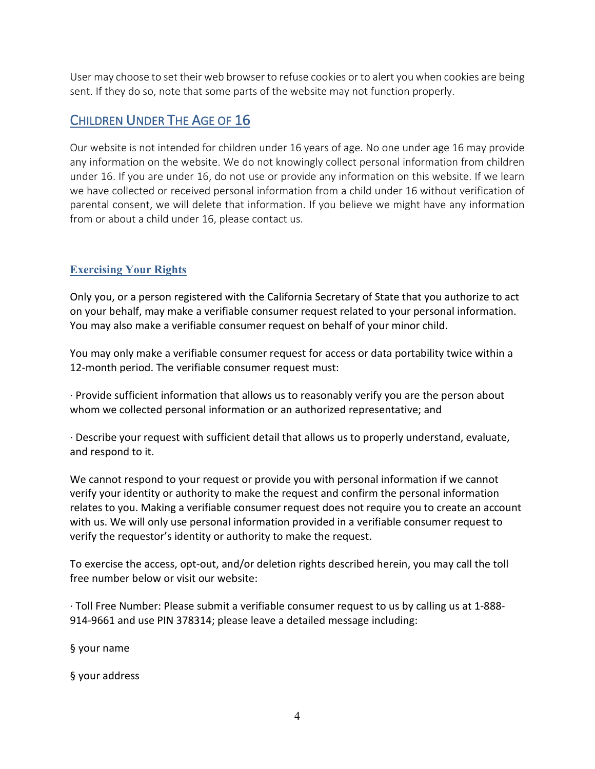User may choose to set their web browser to refuse cookies or to alert you when cookies are being sent. If they do so, note that some parts of the website may not function properly.

## Children Under The Age of 16

Our website is not intended for children under 16 years of age. No one under age 16 may provide any information on the website. We do not knowingly collect personal information from children under 16. If you are under 16, do not use or provide any information on this website. If we learn we have collected or received personal information from a child under 16 without verification of parental consent, we will delete that information. If you believe we might have any information from or about a child under 16, please contact us.

## Exercising Your Rights

Only you, or a person registered with the California Secretary of State that you authorize to act on your behalf, may make a verifiable consumer request related to your personal information. You may also make a verifiable consumer request on behalf of your minor child.

You may only make a verifiable consumer request for access or data portability twice within a 12-month period. The verifiable consumer request must:

· Provide sufficient information that allows us to reasonably verify you are the person about whom we collected personal information or an authorized representative; and

· Describe your request with sufficient detail that allows us to properly understand, evaluate, and respond to it.

We cannot respond to your request or provide you with personal information if we cannot verify your identity or authority to make the request and confirm the personal information relates to you. Making a verifiable consumer request does not require you to create an account with us. We will only use personal information provided in a verifiable consumer request to verify the requestor's identity or authority to make the request.

To exercise the access, opt-out, and/or deletion rights described herein, you may call the toll free number below or visit our website:

· Toll Free Number: Please submit a verifiable consumer request to us by calling us at 1-888-914-9661 and use PIN 378314; please leave a detailed message including:

§ your name

§ your address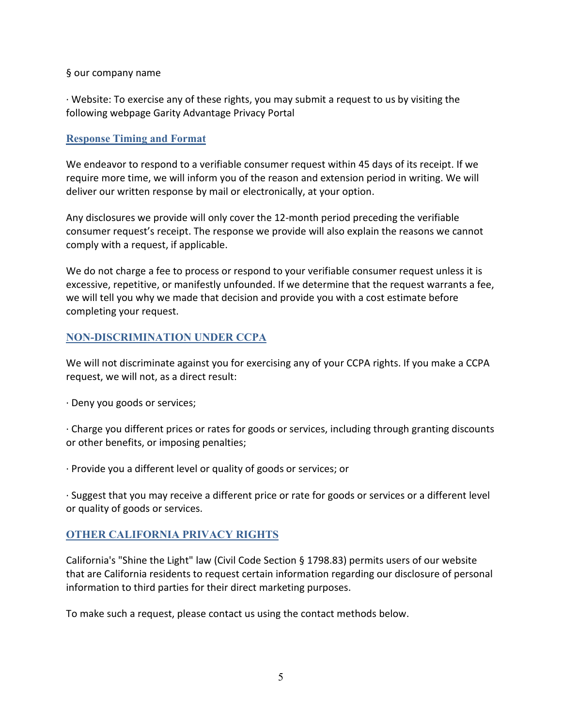§ our company name

· Website: To exercise any of these rights, you may submit a request to us by visiting the following webpage Garity Advantage Privacy Portal

## Response Timing and Format

We endeavor to respond to a verifiable consumer request within 45 days of its receipt. If we require more time, we will inform you of the reason and extension period in writing. We will deliver our written response by mail or electronically, at your option.

Any disclosures we provide will only cover the 12-month period preceding the verifiable consumer request's receipt. The response we provide will also explain the reasons we cannot comply with a request, if applicable.

We do not charge a fee to process or respond to your verifiable consumer request unless it is excessive, repetitive, or manifestly unfounded. If we determine that the request warrants a fee, we will tell you why we made that decision and provide you with a cost estimate before completing your request.

## NON-DISCRIMINATION UNDER CCPA

We will not discriminate against you for exercising any of your CCPA rights. If you make a CCPA request, we will not, as a direct result:

· Deny you goods or services;

· Charge you different prices or rates for goods or services, including through granting discounts or other benefits, or imposing penalties;

· Provide you a different level or quality of goods or services; or

· Suggest that you may receive a different price or rate for goods or services or a different level or quality of goods or services.

## OTHER CALIFORNIA PRIVACY RIGHTS

California's "Shine the Light" law (Civil Code Section § 1798.83) permits users of our website that are California residents to request certain information regarding our disclosure of personal information to third parties for their direct marketing purposes.

To make such a request, please contact us using the contact methods below.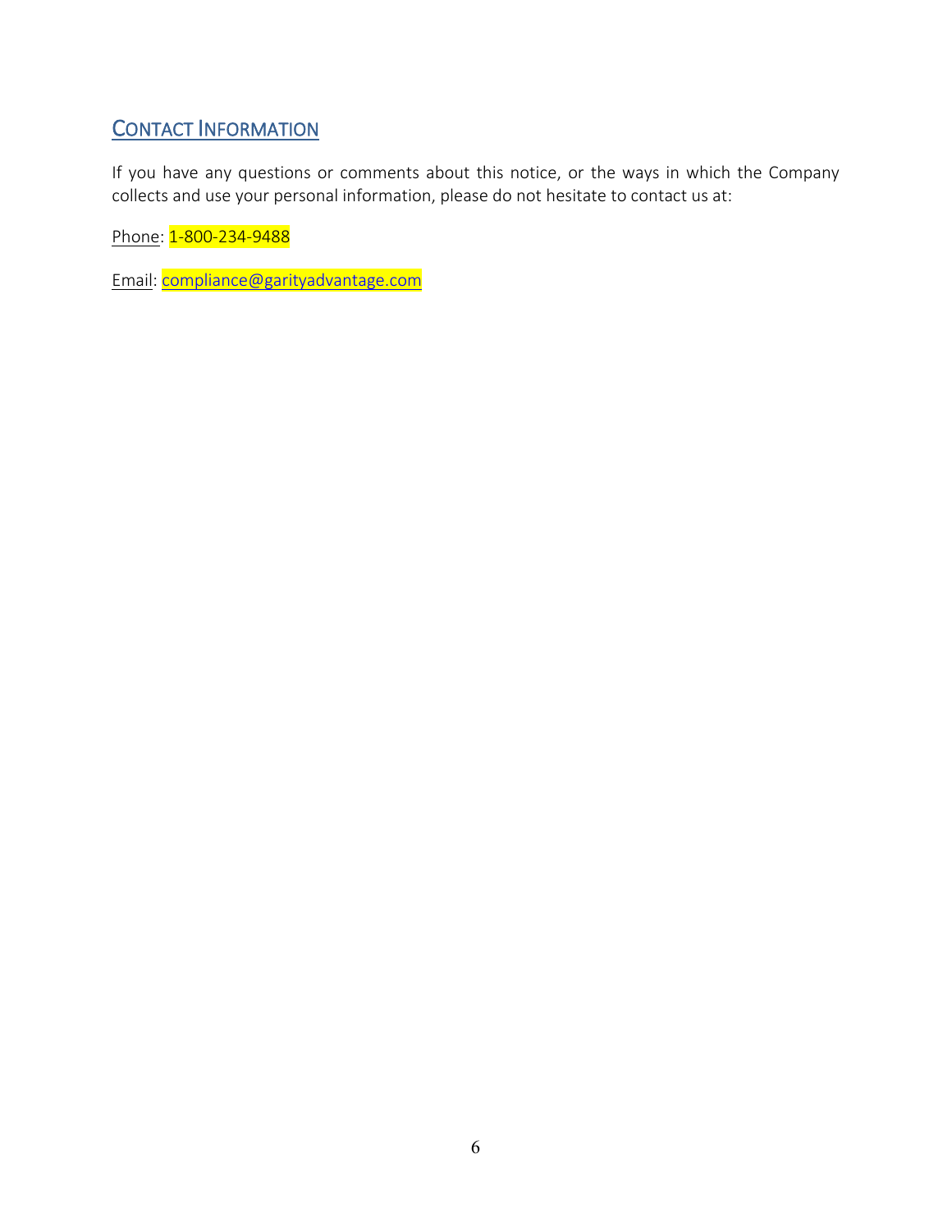## Contact Information

If you have any questions or comments about this notice, or the ways in which the Company collects and use your personal information, please do not hesitate to contact us at:

Phone: 1-800-234-9488

Email: compliance@garityadvantage.com